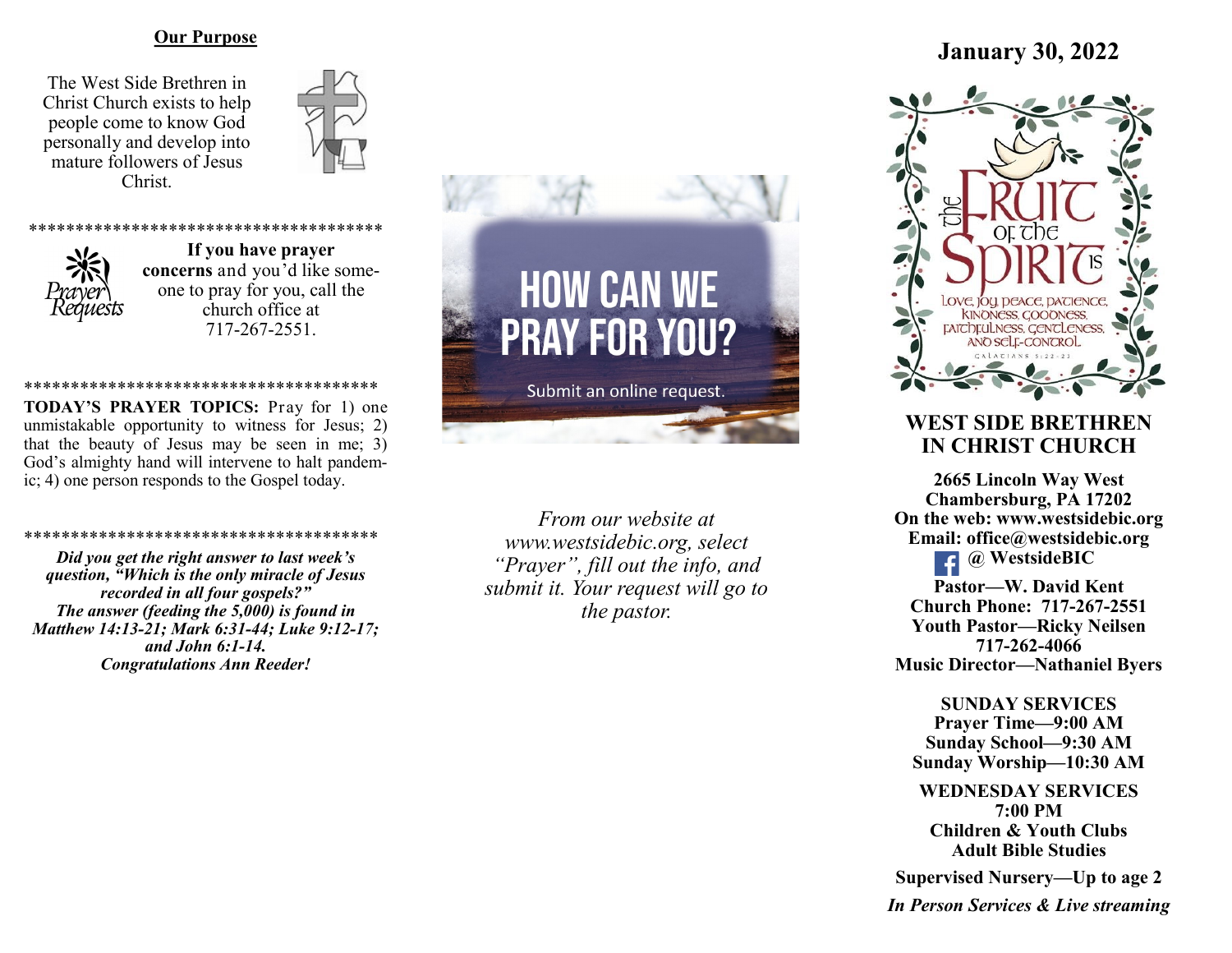## Our Purpose

The West Side Brethren in Christ Church exists to help people come to know God personally and develop into mature followers of Jesus Christ.

**************************************

**If you have prayer concerns** and you'd like someone to pray for you, call the church office at 717-267-2551.

**************************************

**TODAY'S PRAYER TOPICS:** Pray for 1) one unmistakable opportunity to witness for Jesus; 2) that the beauty of Jesus may be seen in me; 3) God's almighty hand will intervene to halt pandemic; 4) one person responds to the Gospel today.

**************************************

***Did you get the right answer to last week's question, "Which is the only miracle of Jesus recorded in all four gospels?" The answer (feeding the 5,000) is found in Matthew 14:13-21; Mark 6:31-44; Luke 9:12-17; and John 6:1-14. Congratulations Ann Reeder!***

# HOW CAN WE PRAY FOR YOU?

Submit an online request.

*From our website at www.westsidebic.org, select "Prayer", fill out the info, and submit it. Your request will go to the pastor.*

## January 30, 2022

The Fruit of the Spirit is love, joy, peace, patience, kindness, goodness, faithfulness, gentleness, and self-control. Galatians 5:22-23

# WEST SIDE BRETHREN IN CHRIST CHURCH

**2665 Lincoln Way West**
**Chambersburg, PA 17202**
**On the web: www.westsidebic.org**
**Email: office@westsidebic.org**
**@ WestsideBIC**

**Pastor—W. David Kent**
**Church Phone: 717-267-2551**
**Youth Pastor—Ricky Neilsen**
**717-262-4066**
**Music Director—Nathaniel Byers**

**SUNDAY SERVICES**
**Prayer Time—9:00 AM**
**Sunday School—9:30 AM**
**Sunday Worship—10:30 AM**

**WEDNESDAY SERVICES**
**7:00 PM**
**Children & Youth Clubs**
**Adult Bible Studies**

**Supervised Nursery—Up to age 2**

***In Person Services & Live streaming***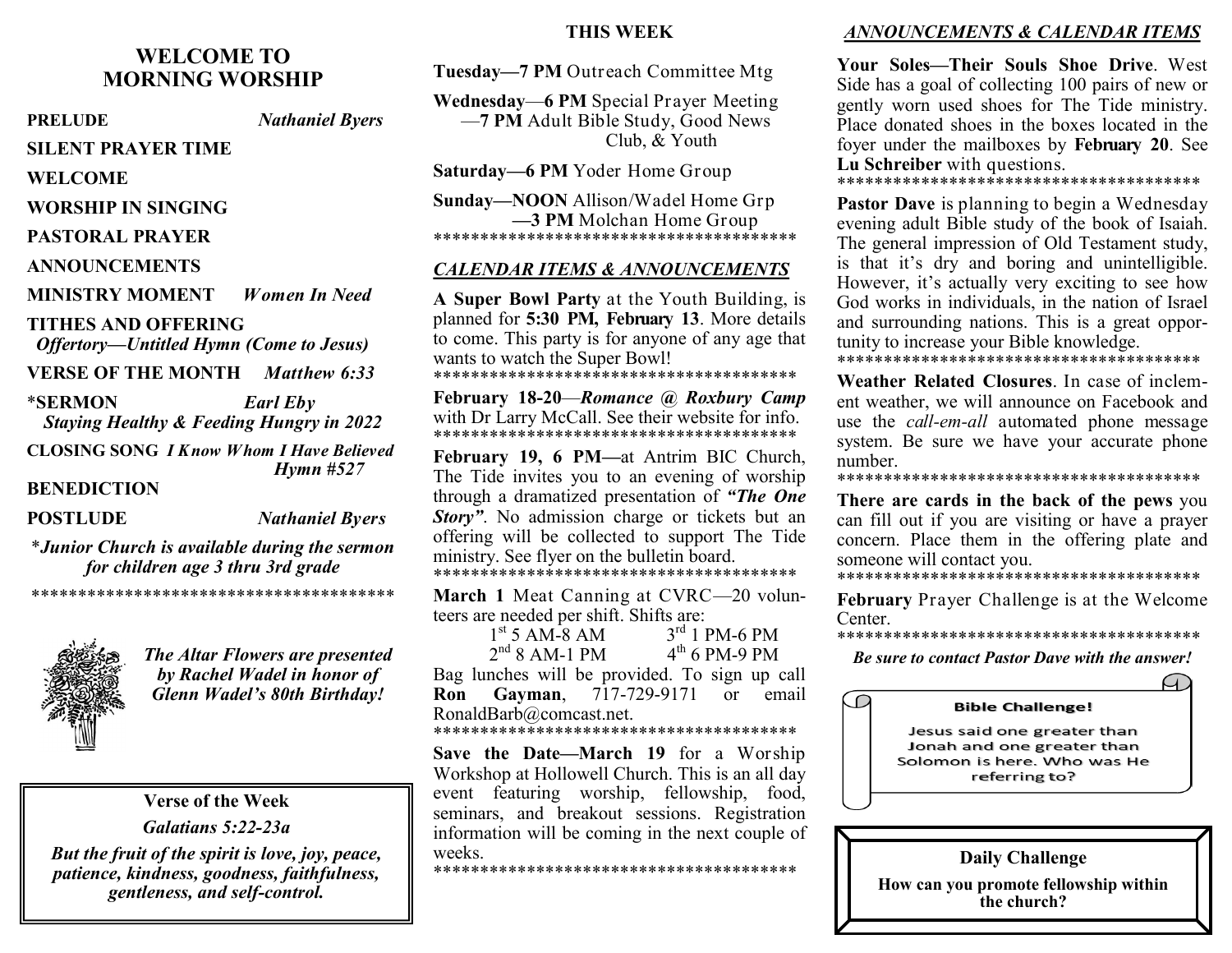## WELCOME TO MORNING WORSHIP

**PRELUDE** *Nathaniel Byers*

**SILENT PRAYER TIME**

**WELCOME**

**WORSHIP IN SINGING**

**PASTORAL PRAYER**

**ANNOUNCEMENTS**

**MINISTRY MOMENT** *Women In Need*

**TITHES AND OFFERING**
*Offertory—Untitled Hymn (Come to Jesus)*

**VERSE OF THE MONTH** *Matthew 6:33*

***SERMON** *Earl Eby*
*Staying Healthy & Feeding Hungry in 2022*

**CLOSING SONG** *I Know Whom I Have Believed Hymn #527*

**BENEDICTION**

**POSTLUDE** *Nathaniel Byers*

**\*Junior Church is available during the sermon for children age 3 thru 3rd grade**

***************************************

***The Altar Flowers are presented by Rachel Wadel in honor of Glenn Wadel's 80th Birthday!***

**Verse of the Week**

***Galatians 5:22-23a***

***But the fruit of the spirit is love, joy, peace, patience, kindness, goodness, faithfulness, gentleness, and self-control.***

### THIS WEEK

**Tuesday—7 PM** Outreach Committee Mtg

**Wednesday**—**6 PM** Special Prayer Meeting
—**7 PM** Adult Bible Study, Good News Club, & Youth

**Saturday—6 PM** Yoder Home Group

**Sunday—NOON** Allison/Wadel Home Grp
—**3 PM** Molchan Home Group

***************************************

### *CALENDAR ITEMS & ANNOUNCEMENTS*

**A Super Bowl Party** at the Youth Building, is planned for **5:30 PM, February 13**. More details to come. This party is for anyone of any age that wants to watch the Super Bowl!

***************************************

**February 18-20**—***Romance @ Roxbury Camp*** with Dr Larry McCall. See their website for info.

***************************************

**February 19, 6 PM—**at Antrim BIC Church, The Tide invites you to an evening of worship through a dramatized presentation of ***"The One Story"***. No admission charge or tickets but an offering will be collected to support The Tide ministry. See flyer on the bulletin board.

***************************************

**March 1** Meat Canning at CVRC—20 volunteers are needed per shift. Shifts are:

1st 5 AM-8 AM    3rd 1 PM-6 PM
2nd 8 AM-1 PM    4th 6 PM-9 PM

Bag lunches will be provided. To sign up call **Ron Gayman**, 717-729-9171 or email RonaldBarb@comcast.net.

***************************************

**Save the Date—March 19** for a Worship Workshop at Hollowell Church. This is an all day event featuring worship, fellowship, food, seminars, and breakout sessions. Registration information will be coming in the next couple of weeks.

***************************************

### *ANNOUNCEMENTS & CALENDAR ITEMS*

**Your Soles—Their Souls Shoe Drive**. West Side has a goal of collecting 100 pairs of new or gently worn used shoes for The Tide ministry. Place donated shoes in the boxes located in the foyer under the mailboxes by **February 20**. See **Lu Schreiber** with questions.

***************************************

**Pastor Dave** is planning to begin a Wednesday evening adult Bible study of the book of Isaiah. The general impression of Old Testament study, is that it's dry and boring and unintelligible. However, it's actually very exciting to see how God works in individuals, in the nation of Israel and surrounding nations. This is a great opportunity to increase your Bible knowledge.

***************************************

**Weather Related Closures**. In case of inclement weather, we will announce on Facebook and use the *call-em-all* automated phone message system. Be sure we have your accurate phone number.

***************************************

**There are cards in the back of the pews** you can fill out if you are visiting or have a prayer concern. Place them in the offering plate and someone will contact you.

***************************************

**February** Prayer Challenge is at the Welcome Center.

***************************************

***Be sure to contact Pastor Dave with the answer!***

**Bible Challenge!**

Jesus said one greater than Jonah and one greater than Solomon is here. Who was He referring to?

**Daily Challenge**

**How can you promote fellowship within the church?**